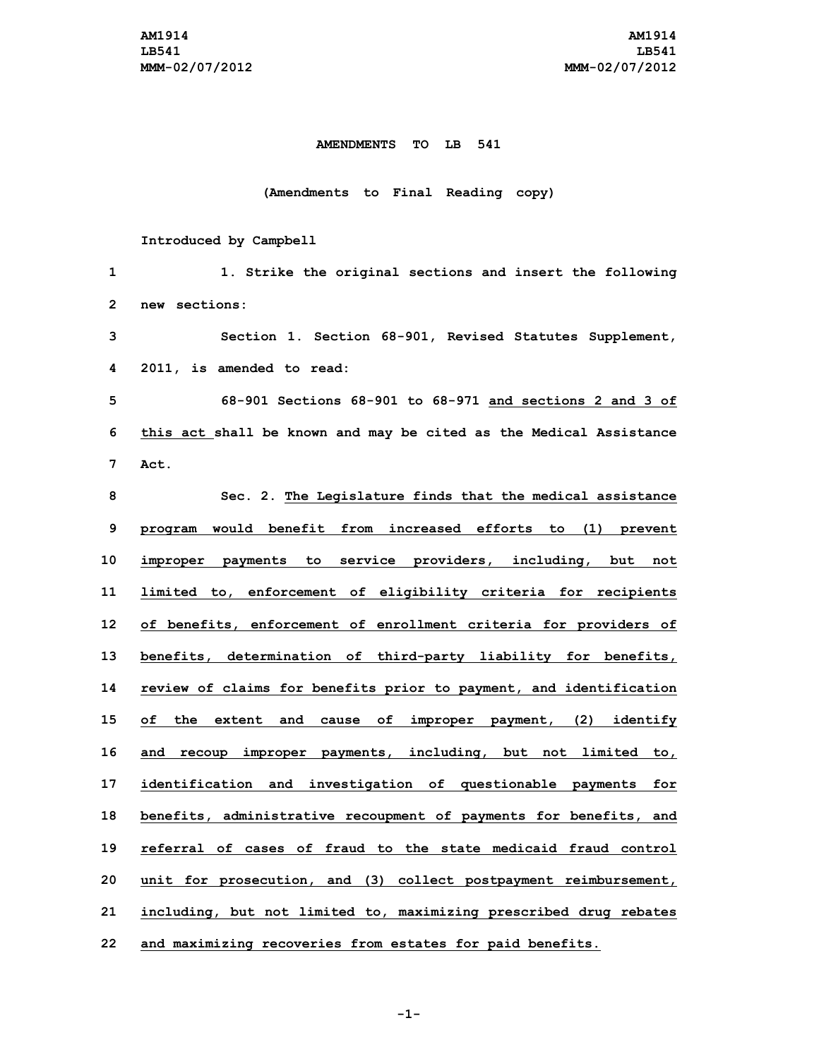AM1914
LB541
MMM-02/07/2012

**AMENDMENTS TO LB 541**

**(Amendments to Final Reading copy)**

**Introduced by Campbell**

1 1. Strike the original sections and insert the following
2 new sections:

3 Section 1. Section 68-901, Revised Statutes Supplement,
4 2011, is amended to read:

5 68-901 Sections 68-901 to 68-971 <u>and sections 2 and 3 of</u>
6 <u>this act</u> shall be known and may be cited as the Medical Assistance
7 Act.

8 Sec. 2. <u>The Legislature finds that the medical assistance</u>
9 <u>program would benefit from increased efforts to (1) prevent</u>
10 <u>improper payments to service providers, including, but not</u>
11 <u>limited to, enforcement of eligibility criteria for recipients</u>
12 <u>of benefits, enforcement of enrollment criteria for providers of</u>
13 <u>benefits, determination of third-party liability for benefits,</u>
14 <u>review of claims for benefits prior to payment, and identification</u>
15 <u>of the extent and cause of improper payment, (2) identify</u>
16 <u>and recoup improper payments, including, but not limited to,</u>
17 <u>identification and investigation of questionable payments for</u>
18 <u>benefits, administrative recoupment of payments for benefits, and</u>
19 <u>referral of cases of fraud to the state medicaid fraud control</u>
20 <u>unit for prosecution, and (3) collect postpayment reimbursement,</u>
21 <u>including, but not limited to, maximizing prescribed drug rebates</u>
22 <u>and maximizing recoveries from estates for paid benefits.</u>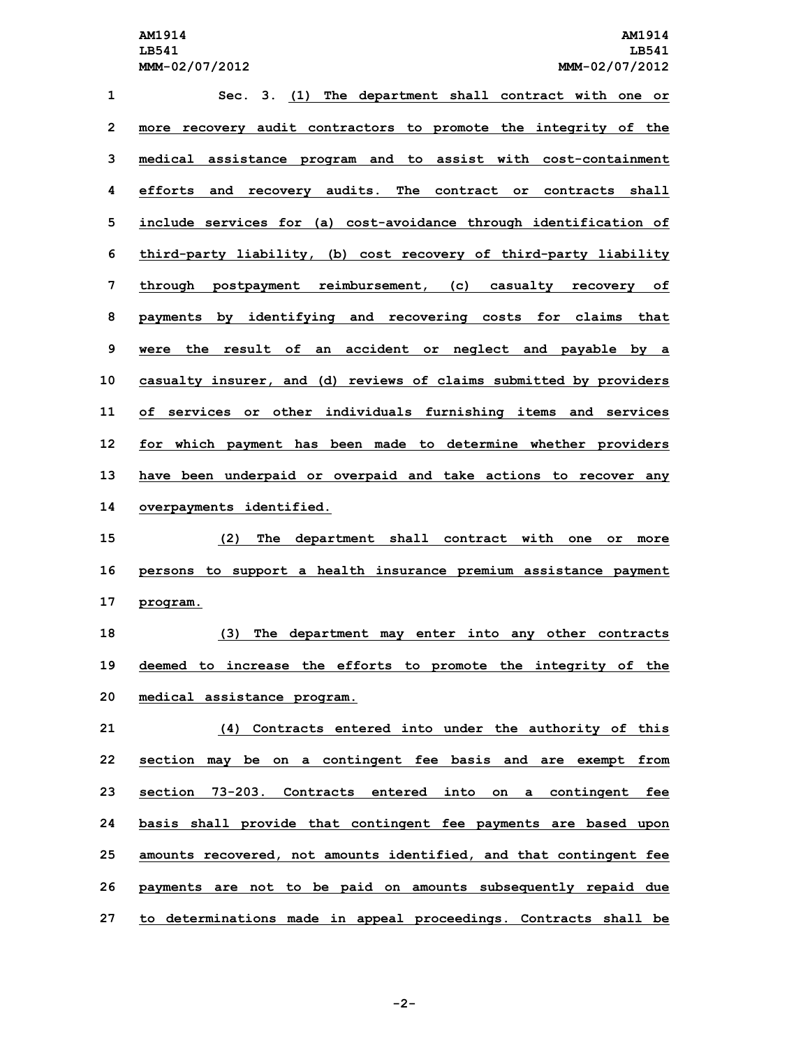Sec. 3. (1) The department shall contract with one or more recovery audit contractors to promote the integrity of the medical assistance program and to assist with cost-containment efforts and recovery audits. The contract or contracts shall include services for (a) cost-avoidance through identification of third-party liability, (b) cost recovery of third-party liability through postpayment reimbursement, (c) casualty recovery of payments by identifying and recovering costs for claims that were the result of an accident or neglect and payable by a casualty insurer, and (d) reviews of claims submitted by providers of services or other individuals furnishing items and services for which payment has been made to determine whether providers have been underpaid or overpaid and take actions to recover any overpayments identified.

(2) The department shall contract with one or more persons to support a health insurance premium assistance payment program.

(3) The department may enter into any other contracts deemed to increase the efforts to promote the integrity of the medical assistance program.

(4) Contracts entered into under the authority of this section may be on a contingent fee basis and are exempt from section 73-203. Contracts entered into on a contingent fee basis shall provide that contingent fee payments are based upon amounts recovered, not amounts identified, and that contingent fee payments are not to be paid on amounts subsequently repaid due to determinations made in appeal proceedings. Contracts shall be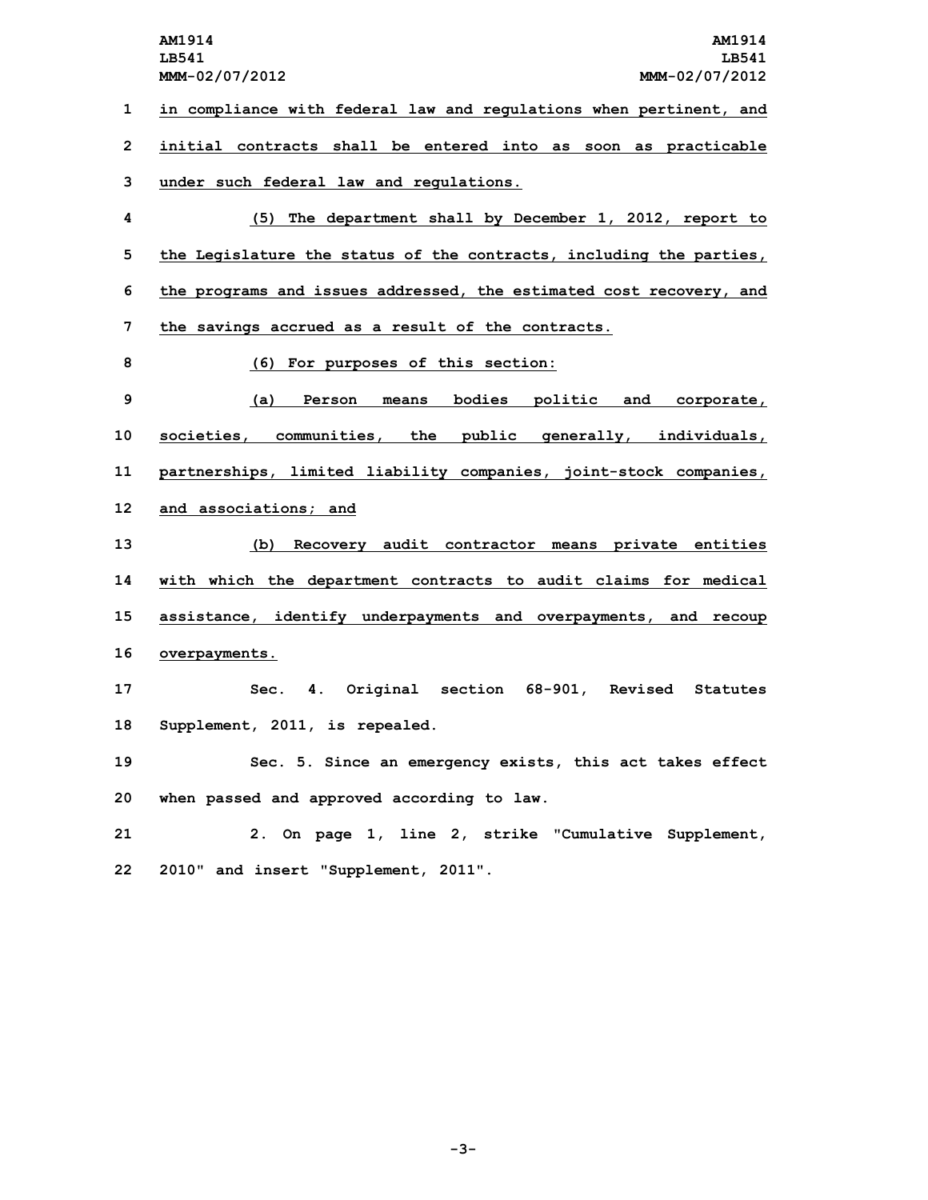in compliance with federal law and regulations when pertinent, and initial contracts shall be entered into as soon as practicable under such federal law and regulations.

(5) The department shall by December 1, 2012, report to the Legislature the status of the contracts, including the parties, the programs and issues addressed, the estimated cost recovery, and the savings accrued as a result of the contracts.

(6) For purposes of this section:

(a) Person means bodies politic and corporate, societies, communities, the public generally, individuals, partnerships, limited liability companies, joint-stock companies, and associations; and

(b) Recovery audit contractor means private entities with which the department contracts to audit claims for medical assistance, identify underpayments and overpayments, and recoup overpayments.

Sec. 4. Original section 68-901, Revised Statutes Supplement, 2011, is repealed.

Sec. 5. Since an emergency exists, this act takes effect when passed and approved according to law.

2. On page 1, line 2, strike "Cumulative Supplement, 2010" and insert "Supplement, 2011".